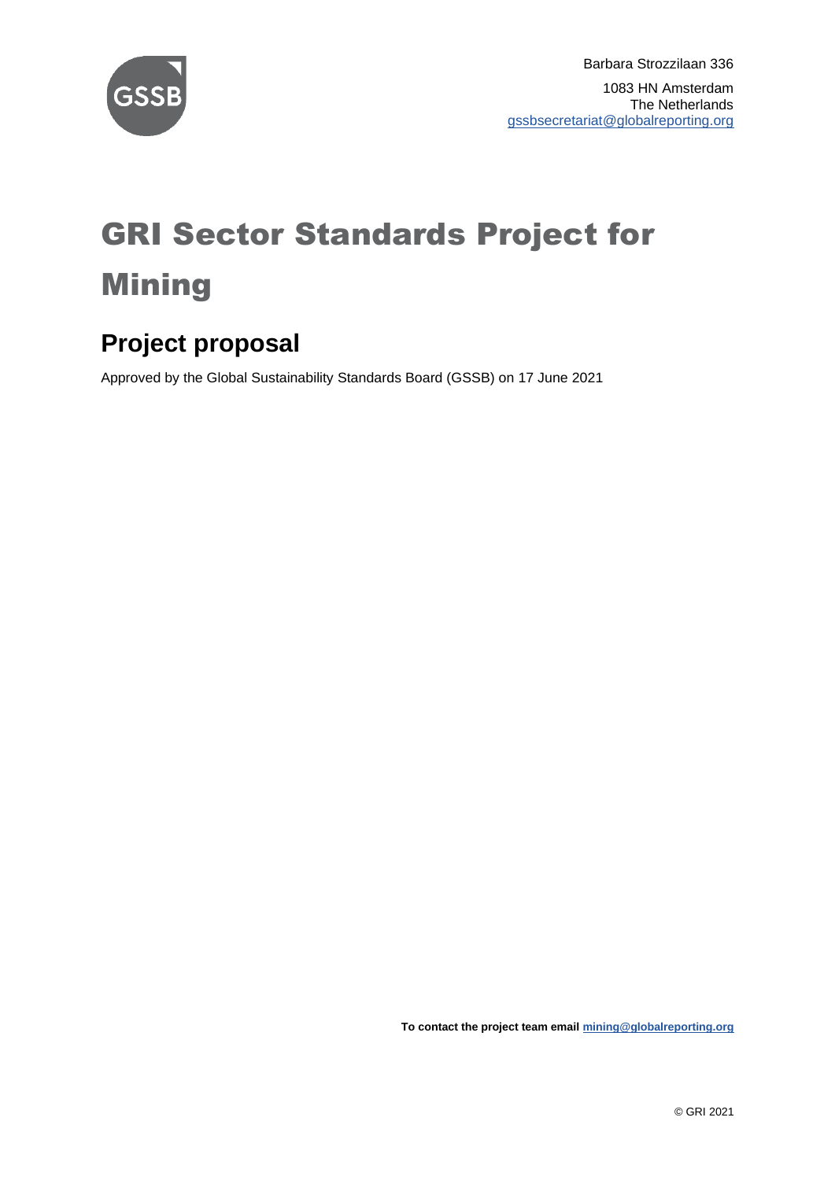Barbara Strozzilaan 336

1083 HN Amsterdam
The Netherlands
gssbsecretariat@globalreporting.org

# GRI Sector Standards Project for Mining

## Project proposal

Approved by the Global Sustainability Standards Board (GSSB) on 17 June 2021

**To contact the project team email mining@globalreporting.org**

© GRI 2021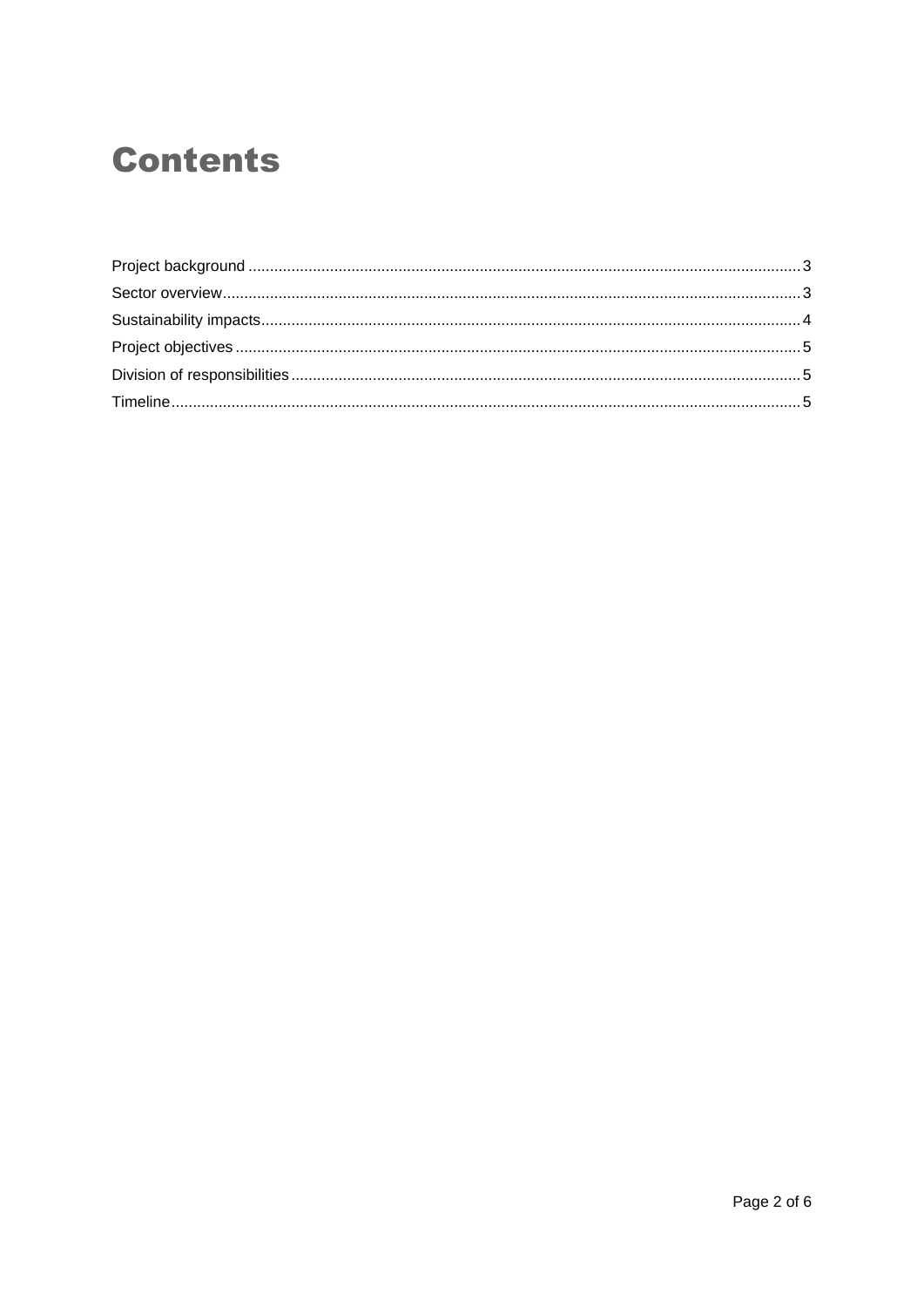# Contents

Project background ................................................................................................................................ 3
Sector overview...................................................................................................................................... 3
Sustainability impacts............................................................................................................................ 4
Project objectives ................................................................................................................................... 5
Division of responsibilities ...................................................................................................................... 5
Timeline.................................................................................................................................................. 5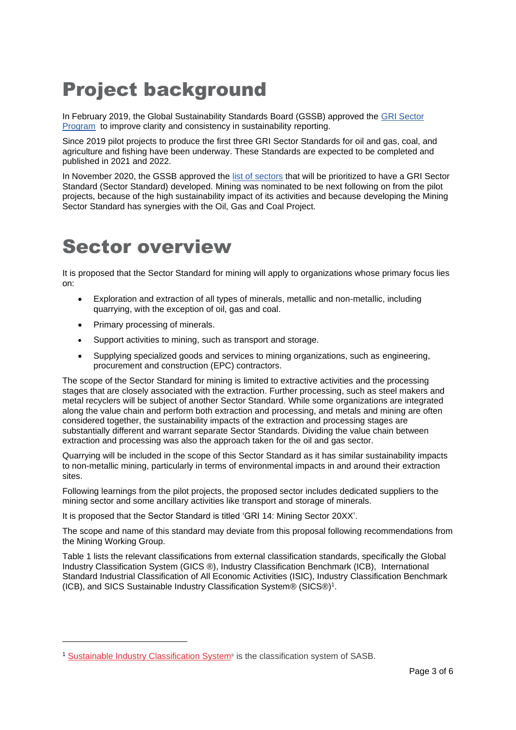# Project background

In February 2019, the Global Sustainability Standards Board (GSSB) approved the GRI Sector Program to improve clarity and consistency in sustainability reporting.

Since 2019 pilot projects to produce the first three GRI Sector Standards for oil and gas, coal, and agriculture and fishing have been underway. These Standards are expected to be completed and published in 2021 and 2022.

In November 2020, the GSSB approved the list of sectors that will be prioritized to have a GRI Sector Standard (Sector Standard) developed. Mining was nominated to be next following on from the pilot projects, because of the high sustainability impact of its activities and because developing the Mining Sector Standard has synergies with the Oil, Gas and Coal Project.

# Sector overview

It is proposed that the Sector Standard for mining will apply to organizations whose primary focus lies on:

- Exploration and extraction of all types of minerals, metallic and non-metallic, including quarrying, with the exception of oil, gas and coal.
- Primary processing of minerals.
- Support activities to mining, such as transport and storage.
- Supplying specialized goods and services to mining organizations, such as engineering, procurement and construction (EPC) contractors.

The scope of the Sector Standard for mining is limited to extractive activities and the processing stages that are closely associated with the extraction. Further processing, such as steel makers and metal recyclers will be subject of another Sector Standard. While some organizations are integrated along the value chain and perform both extraction and processing, and metals and mining are often considered together, the sustainability impacts of the extraction and processing stages are substantially different and warrant separate Sector Standards. Dividing the value chain between extraction and processing was also the approach taken for the oil and gas sector.

Quarrying will be included in the scope of this Sector Standard as it has similar sustainability impacts to non-metallic mining, particularly in terms of environmental impacts in and around their extraction sites.

Following learnings from the pilot projects, the proposed sector includes dedicated suppliers to the mining sector and some ancillary activities like transport and storage of minerals.

It is proposed that the Sector Standard is titled 'GRI 14: Mining Sector 20XX'.

The scope and name of this standard may deviate from this proposal following recommendations from the Mining Working Group.

Table 1 lists the relevant classifications from external classification standards, specifically the Global Industry Classification System (GICS ®), Industry Classification Benchmark (ICB), International Standard Industrial Classification of All Economic Activities (ISIC), Industry Classification Benchmark (ICB), and SICS Sustainable Industry Classification System® (SICS®)[1].

[1] Sustainable Industry Classification System® is the classification system of SASB.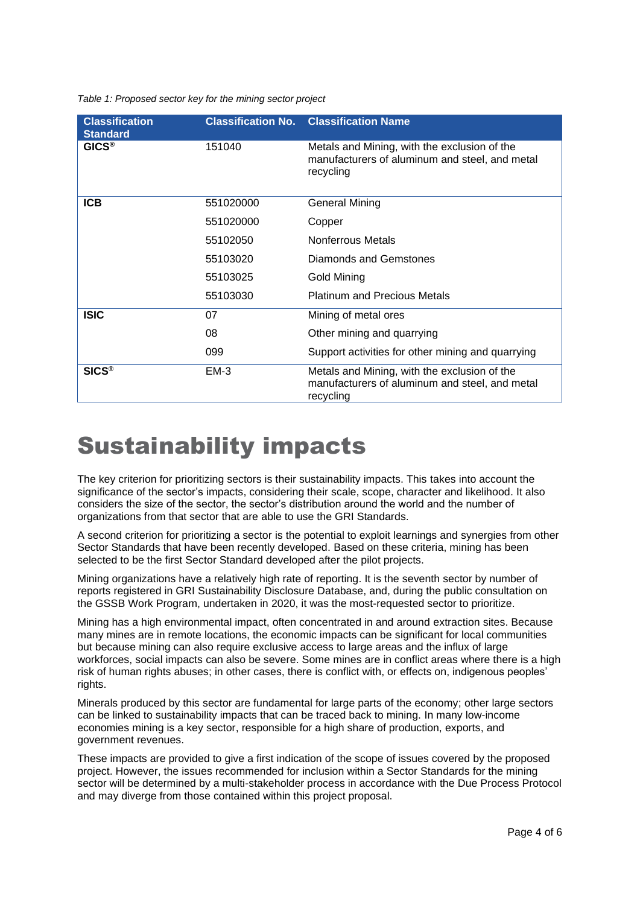*Table 1: Proposed sector key for the mining sector project*

| Classification Standard | Classification No. | Classification Name |
| --- | --- | --- |
| **GICS®** | 151040 | Metals and Mining, with the exclusion of the manufacturers of aluminum and steel, and metal recycling |
| **ICB** | 551020000 | General Mining |
| | 551020000 | Copper |
| | 55102050 | Nonferrous Metals |
| | 55103020 | Diamonds and Gemstones |
| | 55103025 | Gold Mining |
| | 55103030 | Platinum and Precious Metals |
| **ISIC** | 07 | Mining of metal ores |
| | 08 | Other mining and quarrying |
| | 099 | Support activities for other mining and quarrying |
| **SICS®** | EM-3 | Metals and Mining, with the exclusion of the manufacturers of aluminum and steel, and metal recycling |

# Sustainability impacts

The key criterion for prioritizing sectors is their sustainability impacts. This takes into account the significance of the sector's impacts, considering their scale, scope, character and likelihood. It also considers the size of the sector, the sector's distribution around the world and the number of organizations from that sector that are able to use the GRI Standards.

A second criterion for prioritizing a sector is the potential to exploit learnings and synergies from other Sector Standards that have been recently developed. Based on these criteria, mining has been selected to be the first Sector Standard developed after the pilot projects.

Mining organizations have a relatively high rate of reporting. It is the seventh sector by number of reports registered in GRI Sustainability Disclosure Database, and, during the public consultation on the GSSB Work Program, undertaken in 2020, it was the most-requested sector to prioritize.

Mining has a high environmental impact, often concentrated in and around extraction sites. Because many mines are in remote locations, the economic impacts can be significant for local communities but because mining can also require exclusive access to large areas and the influx of large workforces, social impacts can also be severe. Some mines are in conflict areas where there is a high risk of human rights abuses; in other cases, there is conflict with, or effects on, indigenous peoples' rights.

Minerals produced by this sector are fundamental for large parts of the economy; other large sectors can be linked to sustainability impacts that can be traced back to mining. In many low-income economies mining is a key sector, responsible for a high share of production, exports, and government revenues.

These impacts are provided to give a first indication of the scope of issues covered by the proposed project. However, the issues recommended for inclusion within a Sector Standards for the mining sector will be determined by a multi-stakeholder process in accordance with the Due Process Protocol and may diverge from those contained within this project proposal.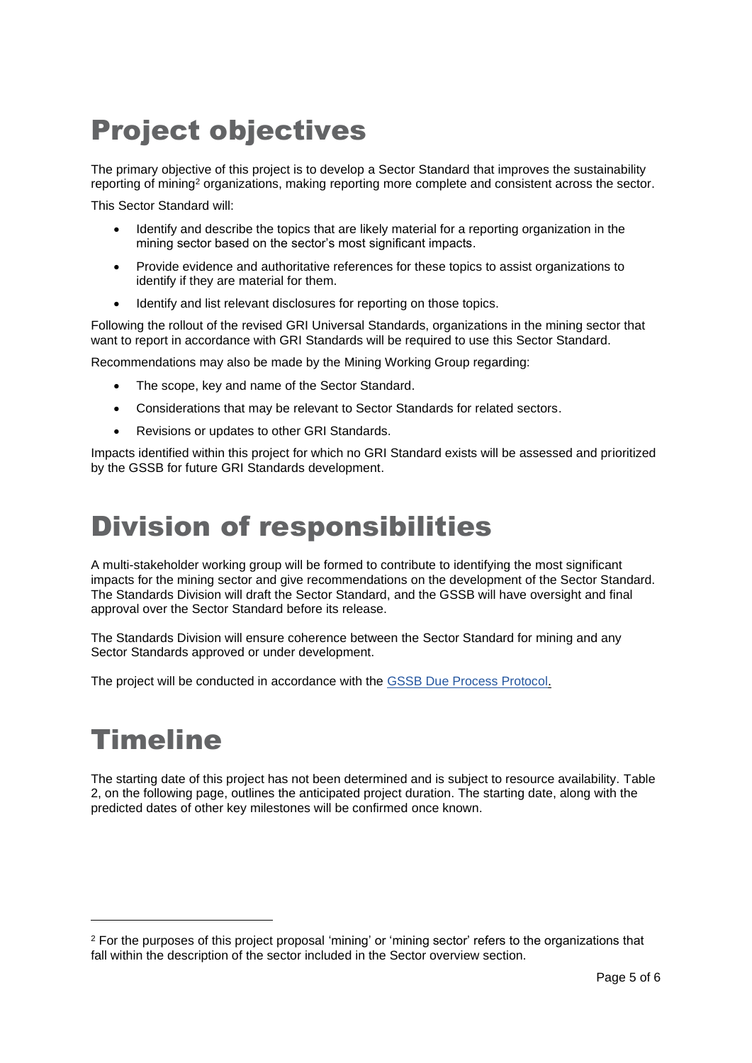# Project objectives

The primary objective of this project is to develop a Sector Standard that improves the sustainability reporting of mining[2] organizations, making reporting more complete and consistent across the sector.

This Sector Standard will:

- Identify and describe the topics that are likely material for a reporting organization in the mining sector based on the sector's most significant impacts.
- Provide evidence and authoritative references for these topics to assist organizations to identify if they are material for them.
- Identify and list relevant disclosures for reporting on those topics.

Following the rollout of the revised GRI Universal Standards, organizations in the mining sector that want to report in accordance with GRI Standards will be required to use this Sector Standard.

Recommendations may also be made by the Mining Working Group regarding:

- The scope, key and name of the Sector Standard.
- Considerations that may be relevant to Sector Standards for related sectors.
- Revisions or updates to other GRI Standards.

Impacts identified within this project for which no GRI Standard exists will be assessed and prioritized by the GSSB for future GRI Standards development.

# Division of responsibilities

A multi-stakeholder working group will be formed to contribute to identifying the most significant impacts for the mining sector and give recommendations on the development of the Sector Standard. The Standards Division will draft the Sector Standard, and the GSSB will have oversight and final approval over the Sector Standard before its release.

The Standards Division will ensure coherence between the Sector Standard for mining and any Sector Standards approved or under development.

The project will be conducted in accordance with the GSSB Due Process Protocol.

# Timeline

The starting date of this project has not been determined and is subject to resource availability. Table 2, on the following page, outlines the anticipated project duration. The starting date, along with the predicted dates of other key milestones will be confirmed once known.

[2] For the purposes of this project proposal 'mining' or 'mining sector' refers to the organizations that fall within the description of the sector included in the Sector overview section.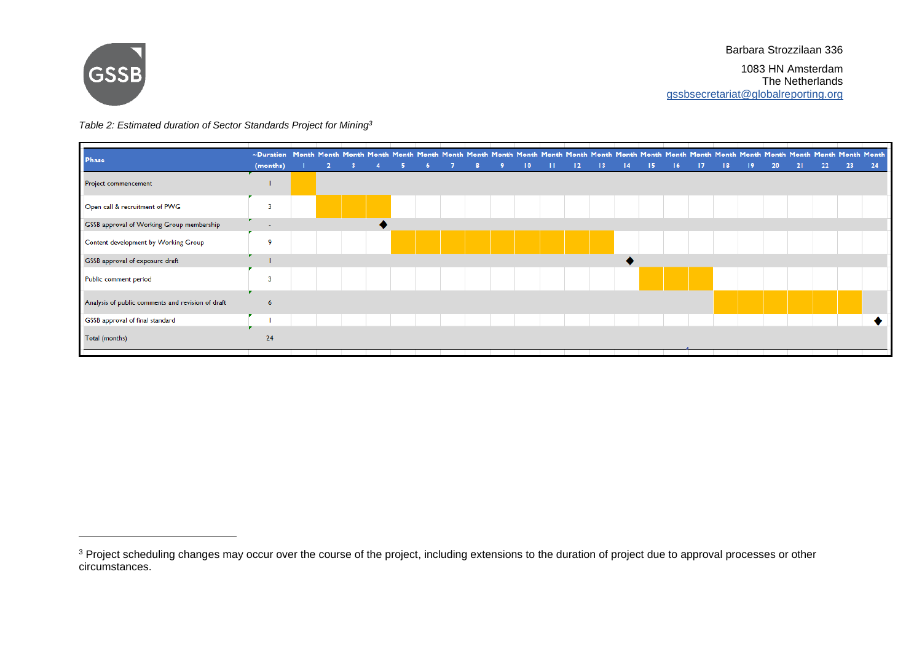*Table 2: Estimated duration of Sector Standards Project for Mining[3]*

| Phase | ~Duration (months) | Month 1 | Month 2 | Month 3 | Month 4 | Month 5 | Month 6 | Month 7 | Month 8 | Month 9 | Month 10 | Month 11 | Month 12 | Month 13 | Month 14 | Month 15 | Month 16 | Month 17 | Month 18 | Month 19 | Month 20 | Month 21 | Month 22 | Month 23 | Month 24 |
|---|---|---|---|---|---|---|---|---|---|---|---|---|---|---|---|---|---|---|---|---|---|---|---|---|---|
| Project commencement | 1 | | | | | | | | | | | | | | | | | | | | | | | | |
| Open call & recruitment of PWG | 3 | | | | | | | | | | | | | | | | | | | | | | | | |
| GSSB approval of Working Group membership | - | | | | ◆ | | | | | | | | | | | | | | | | | | | | |
| Content development by Working Group | 9 | | | | | | | | | | | | | | | | | | | | | | | | |
| GSSB approval of exposure draft | 1 | | | | | | | | | | | | | | ◆ | | | | | | | | | | |
| Public comment period | 3 | | | | | | | | | | | | | | | | | | | | | | | | |
| Analysis of public comments and revision of draft | 6 | | | | | | | | | | | | | | | | | | | | | | | | |
| GSSB approval of final standard | 1 | | | | | | | | | | | | | | | | | | | | | | | | ◆ |
| Total (months) | 24 | | | | | | | | | | | | | | | | | | | | | | | | |

[3] Project scheduling changes may occur over the course of the project, including extensions to the duration of project due to approval processes or other circumstances.